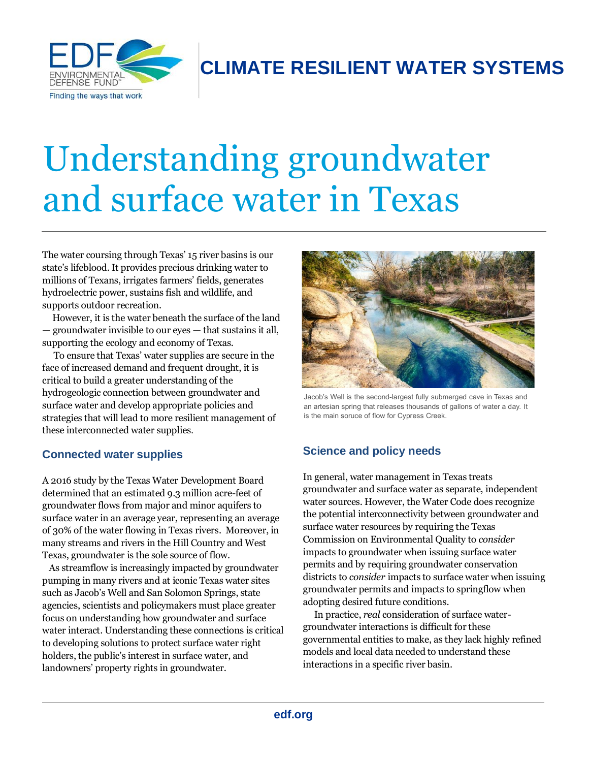CLIMATE RESILIENT WATER SYSTEMS

# Understanding groundwater and surface water in Texas

The water coursing through Texas' 15 river basins is our state's lifeblood. It provides precious drinking water to millions of Texans, irrigates farmers' fields, generates hydroelectric power, sustains fish and wildlife, and supports outdoor recreation.

However, it is the water beneath the surface of the land — groundwater invisible to our eyes — that sustains it all, supporting the ecology and economy of Texas.

To ensure that Texas' water supplies are secure in the face of increased demand and frequent drought, it is critical to build a greater understanding of the hydrogeologic connection between groundwater and surface water and develop appropriate policies and strategies that will lead to more resilient management of these interconnected water supplies.

Jacob's Well is the second-largest fully submerged cave in Texas and an artesian spring that releases thousands of gallons of water a day. It is the main soruce of flow for Cypress Creek.

## Connected water supplies

A 2016 study by the Texas Water Development Board determined that an estimated 9.3 million acre-feet of groundwater flows from major and minor aquifers to surface water in an average year, representing an average of 30% of the water flowing in Texas rivers. Moreover, in many streams and rivers in the Hill Country and West Texas, groundwater is the sole source of flow.

As streamflow is increasingly impacted by groundwater pumping in many rivers and at iconic Texas water sites such as Jacob's Well and San Solomon Springs, state agencies, scientists and policymakers must place greater focus on understanding how groundwater and surface water interact. Understanding these connections is critical to developing solutions to protect surface water right holders, the public's interest in surface water, and landowners' property rights in groundwater.

## Science and policy needs

In general, water management in Texas treats groundwater and surface water as separate, independent water sources. However, the Water Code does recognize the potential interconnectivity between groundwater and surface water resources by requiring the Texas Commission on Environmental Quality to *consider* impacts to groundwater when issuing surface water permits and by requiring groundwater conservation districts to *consider* impacts to surface water when issuing groundwater permits and impacts to springflow when adopting desired future conditions.

In practice, *real* consideration of surface water-groundwater interactions is difficult for these governmental entities to make, as they lack highly refined models and local data needed to understand these interactions in a specific river basin.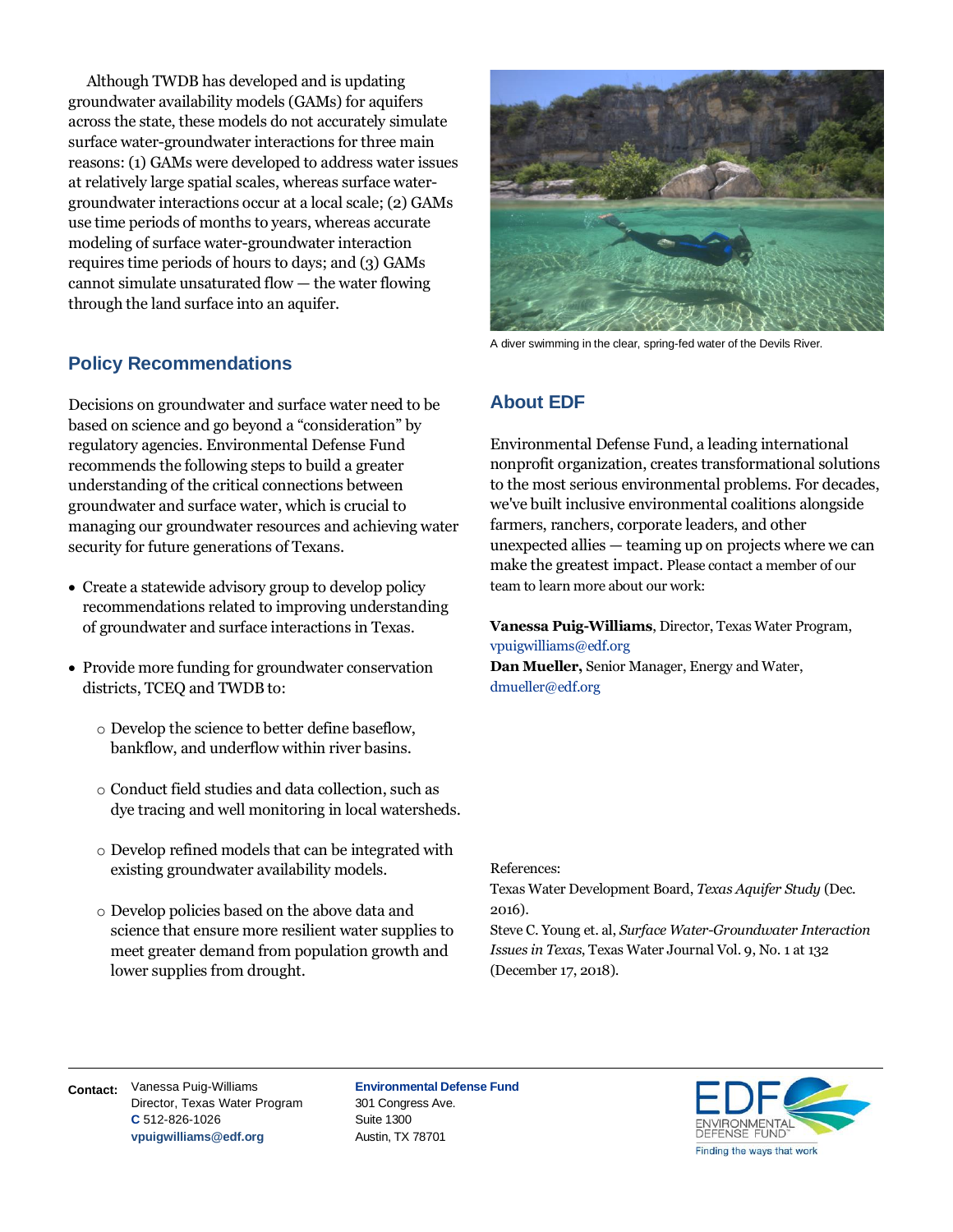Although TWDB has developed and is updating groundwater availability models (GAMs) for aquifers across the state, these models do not accurately simulate surface water-groundwater interactions for three main reasons: (1) GAMs were developed to address water issues at relatively large spatial scales, whereas surface water-groundwater interactions occur at a local scale; (2) GAMs use time periods of months to years, whereas accurate modeling of surface water-groundwater interaction requires time periods of hours to days; and (3) GAMs cannot simulate unsaturated flow — the water flowing through the land surface into an aquifer.

## Policy Recommendations

Decisions on groundwater and surface water need to be based on science and go beyond a "consideration" by regulatory agencies. Environmental Defense Fund recommends the following steps to build a greater understanding of the critical connections between groundwater and surface water, which is crucial to managing our groundwater resources and achieving water security for future generations of Texans.

- Create a statewide advisory group to develop policy recommendations related to improving understanding of groundwater and surface interactions in Texas.
- Provide more funding for groundwater conservation districts, TCEQ and TWDB to:
  - Develop the science to better define baseflow, bankflow, and underflow within river basins.
  - Conduct field studies and data collection, such as dye tracing and well monitoring in local watersheds.
  - Develop refined models that can be integrated with existing groundwater availability models.
  - Develop policies based on the above data and science that ensure more resilient water supplies to meet greater demand from population growth and lower supplies from drought.

A diver swimming in the clear, spring-fed water of the Devils River.

## About EDF

Environmental Defense Fund, a leading international nonprofit organization, creates transformational solutions to the most serious environmental problems. For decades, we've built inclusive environmental coalitions alongside farmers, ranchers, corporate leaders, and other unexpected allies — teaming up on projects where we can make the greatest impact. Please contact a member of our team to learn more about our work:

**Vanessa Puig-Williams**, Director, Texas Water Program, vpuigwilliams@edf.org
**Dan Mueller,** Senior Manager, Energy and Water, dmueller@edf.org

References:
Texas Water Development Board, *Texas Aquifer Study* (Dec. 2016).
Steve C. Young et. al, *Surface Water-Groundwater Interaction Issues in Texas*, Texas Water Journal Vol. 9, No. 1 at 132 (December 17, 2018).

**Contact:** Vanessa Puig-Williams
Director, Texas Water Program
**C** 512-826-1026
**vpuigwilliams@edf.org**

**Environmental Defense Fund**
301 Congress Ave.
Suite 1300
Austin, TX 78701

EDF ENVIRONMENTAL DEFENSE FUND
Finding the ways that work